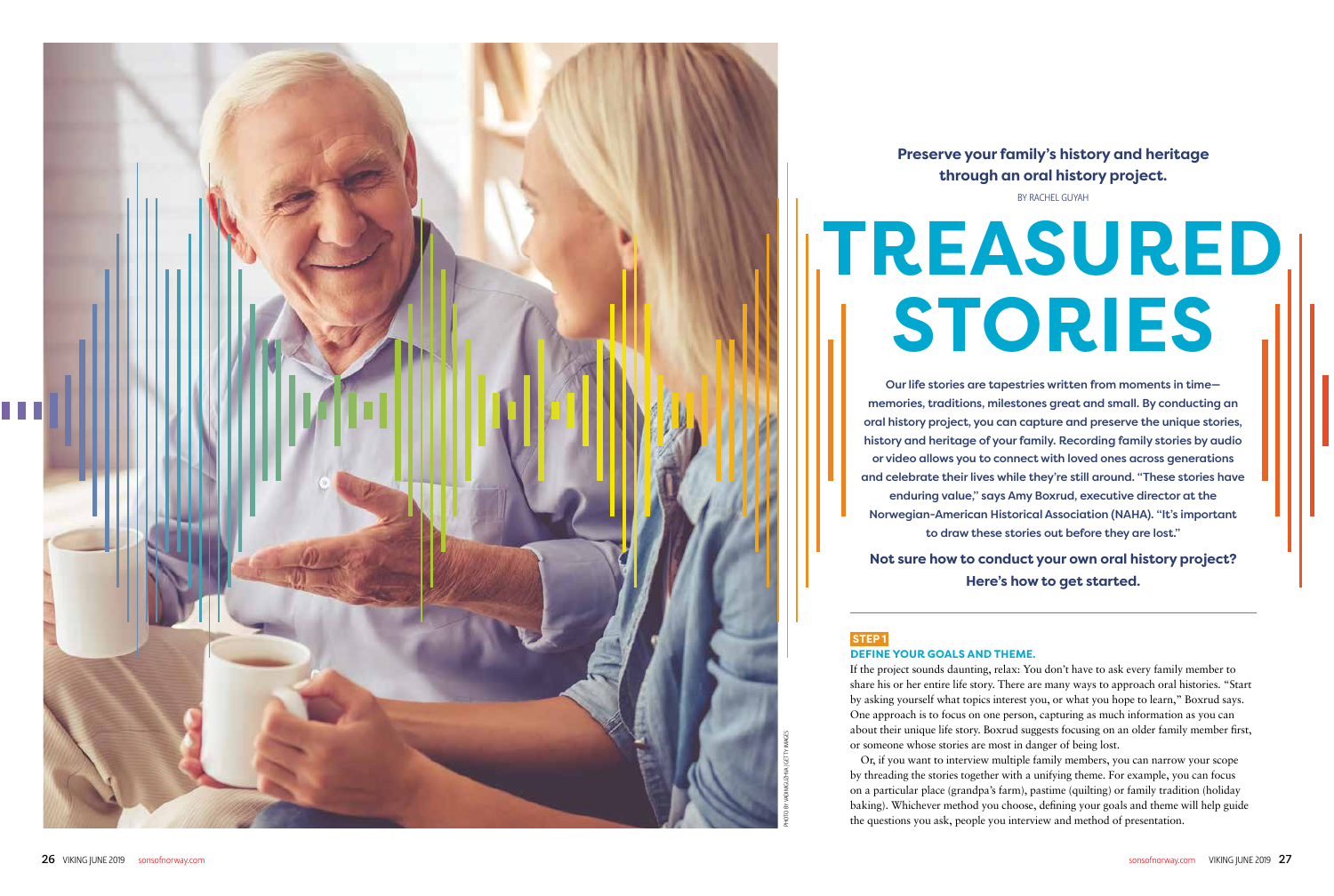Preserve your family's history and heritage through an oral history project.

BY RACHEL GUYAH

# TREASURED STORIES

**Our life stories are tapestries written from moments in time—memories, traditions, milestones great and small. By conducting an oral history project, you can capture and preserve the unique stories, history and heritage of your family. Recording family stories by audio or video allows you to connect with loved ones across generations and celebrate their lives while they're still around. "These stories have enduring value," says Amy Boxrud, executive director at the Norwegian-American Historical Association (NAHA). "It's important to draw these stories out before they are lost."**

**Not sure how to conduct your own oral history project? Here's how to get started.**

PHOTO BY VADYMVDROBOT/ISTOCK/GETTY IMAGES

### STEP 1
### DEFINE YOUR GOALS AND THEME.

If the project sounds daunting, relax: You don't have to ask every family member to share his or her entire life story. There are many ways to approach oral histories. "Start by asking yourself what topics interest you, or what you hope to learn," Boxrud says. One approach is to focus on one person, capturing as much information as you can about their unique life story. Boxrud suggests focusing on an older family member first, or someone whose stories are most in danger of being lost.

Or, if you want to interview multiple family members, you can narrow your scope by threading the stories together with a unifying theme. For example, you can focus on a particular place (grandpa's farm), pastime (quilting) or family tradition (holiday baking). Whichever method you choose, defining your goals and theme will help guide the questions you ask, people you interview and method of presentation.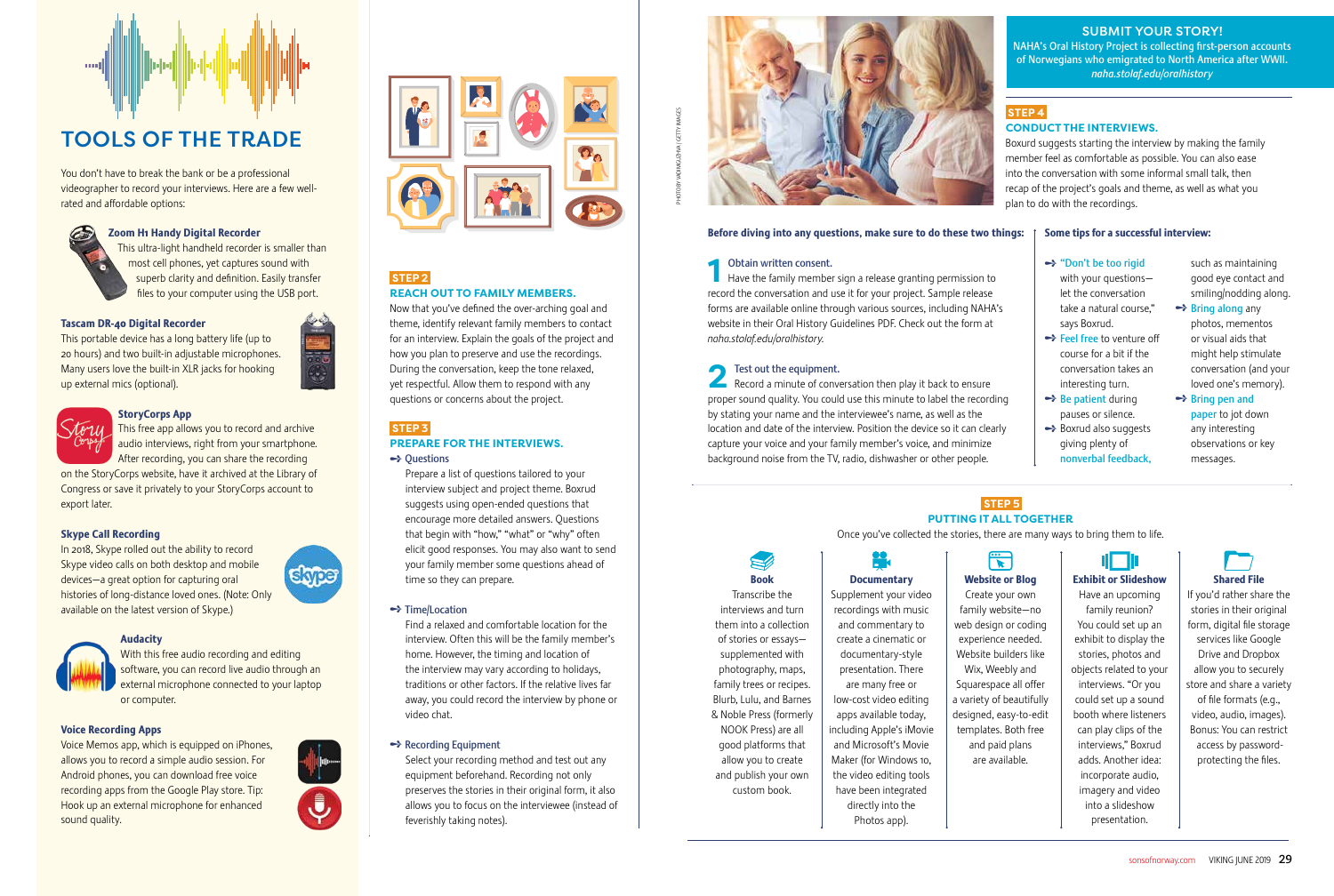## TOOLS OF THE TRADE

You don't have to break the bank or be a professional videographer to record your interviews. Here are a few well-rated and affordable options:

**Zoom H1 Handy Digital Recorder**
This ultra-light handheld recorder is smaller than most cell phones, yet captures sound with superb clarity and definition. Easily transfer files to your computer using the USB port.

**Tascam DR-40 Digital Recorder**
This portable device has a long battery life (up to 20 hours) and two built-in adjustable microphones. Many users love the built-in XLR jacks for hooking up external mics (optional).

**StoryCorps App**
This free app allows you to record and archive audio interviews, right from your smartphone. After recording, you can share the recording on the StoryCorps website, have it archived at the Library of Congress or save it privately to your StoryCorps account to export later.

**Skype Call Recording**
In 2018, Skype rolled out the ability to record Skype video calls on both desktop and mobile devices—a great option for capturing oral histories of long-distance loved ones. (Note: Only available on the latest version of Skype.)

**Audacity**
With this free audio recording and editing software, you can record live audio through an external microphone connected to your laptop or computer.

**Voice Recording Apps**
Voice Memos app, which is equipped on iPhones, allows you to record a simple audio session. For Android phones, you can download free voice recording apps from the Google Play store. Tip: Hook up an external microphone for enhanced sound quality.

### STEP 2
### REACH OUT TO FAMILY MEMBERS.

Now that you've defined the over-arching goal and theme, identify relevant family members to contact for an interview. Explain the goals of the project and how you plan to preserve and use the recordings. During the conversation, keep the tone relaxed, yet respectful. Allow them to respond with any questions or concerns about the project.

### STEP 3
### PREPARE FOR THE INTERVIEWS.

➜ Questions

Prepare a list of questions tailored to your interview subject and project theme. Boxrud suggests using open-ended questions that encourage more detailed answers. Questions that begin with "how," "what" or "why" often elicit good responses. You may also want to send your family member some questions ahead of time so they can prepare.

➜ Time/Location

Find a relaxed and comfortable location for the interview. Often this will be the family member's home. However, the timing and location of the interview may vary according to holidays, traditions or other factors. If the relative lives far away, you could record the interview by phone or video chat.

➜ Recording Equipment

Select your recording method and test out any equipment beforehand. Recording not only preserves the stories in their original form, it also allows you to focus on the interviewee (instead of feverishly taking notes).

PHOTO BY VADIMGUZHVA / GETTY IMAGES

**SUBMIT YOUR STORY!**
NAHA's Oral History Project is collecting first-person accounts of Norwegians who emigrated to North America after WWII.
*naha.stolaf.edu/oralhistory*

### STEP 4
### CONDUCT THE INTERVIEWS.

Boxurd suggests starting the interview by making the family member feel as comfortable as possible. You can also ease into the conversation with some informal small talk, then recap of the project's goals and theme, as well as what you plan to do with the recordings.

**Before diving into any questions, make sure to do these two things:**

**1** Obtain written consent.
Have the family member sign a release granting permission to record the conversation and use it for your project. Sample release forms are available online through various sources, including NAHA's website in their Oral History Guidelines PDF. Check out the form at *naha.stolaf.edu/oralhistory*.

**2** Test out the equipment.
Record a minute of conversation then play it back to ensure proper sound quality. You could use this minute to label the recording by stating your name and the interviewee's name, as well as the location and date of the interview. Position the device so it can clearly capture your voice and your family member's voice, and minimize background noise from the TV, radio, dishwasher or other people.

**Some tips for a successful interview:**

- ➜ "Don't be too rigid with your questions—let the conversation take a natural course," says Boxrud.
- ➜ Feel free to venture off course for a bit if the conversation takes an interesting turn.
- ➜ Be patient during pauses or silence.
- ➜ Boxrud also suggests giving plenty of nonverbal feedback, such as maintaining good eye contact and smiling/nodding along.
- ➜ Bring along any photos, mementos or visual aids that might help stimulate conversation (and your loved one's memory).
- ➜ Bring pen and paper to jot down any interesting observations or key messages.

### STEP 5
### PUTTING IT ALL TOGETHER

Once you've collected the stories, there are many ways to bring them to life.

**Book**
Transcribe the interviews and turn them into a collection of stories or essays—supplemented with photography, maps, family trees or recipes. Blurb, Lulu, and Barnes & Noble Press (formerly NOOK Press) are all good platforms that allow you to create and publish your own custom book.

**Documentary**
Supplement your video recordings with music and commentary to create a cinematic or documentary-style presentation. There are many free or low-cost video editing apps available today, including Apple's iMovie and Microsoft's Movie Maker (for Windows 10, the video editing tools have been integrated directly into the Photos app).

**Website or Blog**
Create your own family website—no web design or coding experience needed. Website builders like Wix, Weebly and Squarespace all offer a variety of beautifully designed, easy-to-edit templates. Both free and paid plans are available.

**Exhibit or Slideshow**
Have an upcoming family reunion? You could set up an exhibit to display the stories, photos and objects related to your interviews. "Or you could set up a sound booth where listeners can play clips of the interviews," Boxrud adds. Another idea: incorporate audio, imagery and video into a slideshow presentation.

**Shared File**
If you'd rather share the stories in their original form, digital file storage services like Google Drive and Dropbox allow you to securely store and share a variety of file formats (e.g., video, audio, images). Bonus: You can restrict access by password-protecting the files.